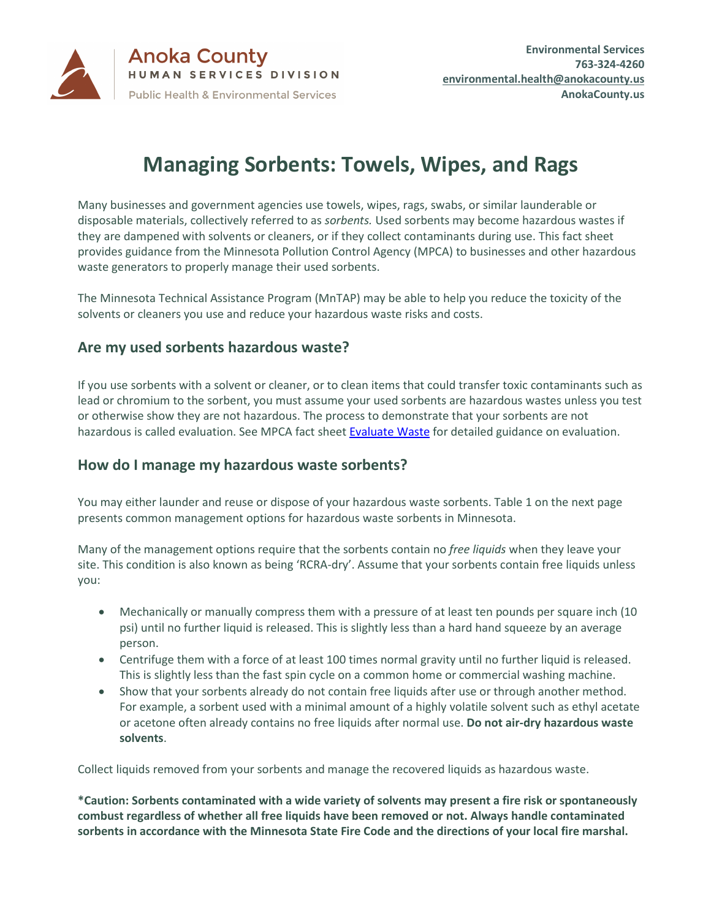Anoka County
HUMAN SERVICES DIVISION
Public Health & Environmental Services

**Environmental Services**
**763-324-4260**
**[environmental.health@anokacounty.us](mailto:environmental.health@anokacounty.us)**
**AnokaCounty.us**

# Managing Sorbents: Towels, Wipes, and Rags

Many businesses and government agencies use towels, wipes, rags, swabs, or similar launderable or disposable materials, collectively referred to as *sorbents.* Used sorbents may become hazardous wastes if they are dampened with solvents or cleaners, or if they collect contaminants during use. This fact sheet provides guidance from the Minnesota Pollution Control Agency (MPCA) to businesses and other hazardous waste generators to properly manage their used sorbents.

The Minnesota Technical Assistance Program (MnTAP) may be able to help you reduce the toxicity of the solvents or cleaners you use and reduce your hazardous waste risks and costs.

## Are my used sorbents hazardous waste?

If you use sorbents with a solvent or cleaner, or to clean items that could transfer toxic contaminants such as lead or chromium to the sorbent, you must assume your used sorbents are hazardous wastes unless you test or otherwise show they are not hazardous. The process to demonstrate that your sorbents are not hazardous is called evaluation. See MPCA fact sheet Evaluate Waste for detailed guidance on evaluation.

## How do I manage my hazardous waste sorbents?

You may either launder and reuse or dispose of your hazardous waste sorbents. Table 1 on the next page presents common management options for hazardous waste sorbents in Minnesota.

Many of the management options require that the sorbents contain no *free liquids* when they leave your site. This condition is also known as being 'RCRA-dry'. Assume that your sorbents contain free liquids unless you:

- Mechanically or manually compress them with a pressure of at least ten pounds per square inch (10 psi) until no further liquid is released. This is slightly less than a hard hand squeeze by an average person.
- Centrifuge them with a force of at least 100 times normal gravity until no further liquid is released. This is slightly less than the fast spin cycle on a common home or commercial washing machine.
- Show that your sorbents already do not contain free liquids after use or through another method. For example, a sorbent used with a minimal amount of a highly volatile solvent such as ethyl acetate or acetone often already contains no free liquids after normal use. **Do not air-dry hazardous waste solvents**.

Collect liquids removed from your sorbents and manage the recovered liquids as hazardous waste.

***Caution: Sorbents contaminated with a wide variety of solvents may present a fire risk or spontaneously combust regardless of whether all free liquids have been removed or not. Always handle contaminated sorbents in accordance with the Minnesota State Fire Code and the directions of your local fire marshal.**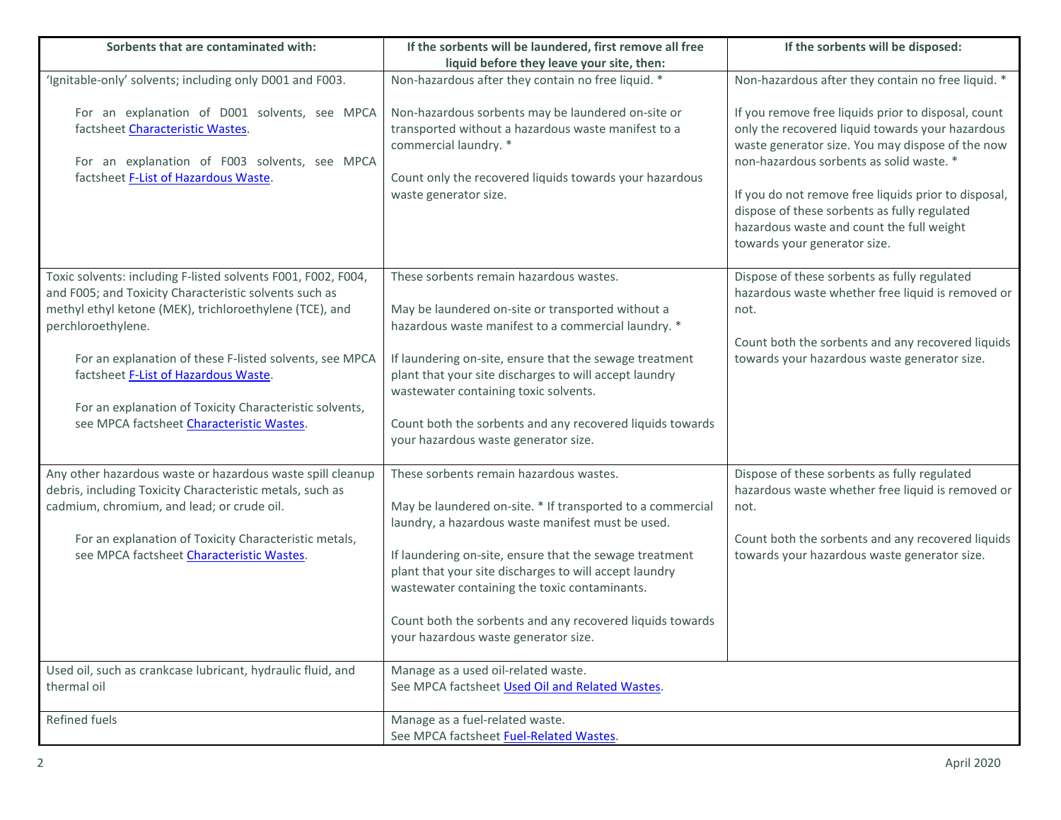| Sorbents that are contaminated with: | If the sorbents will be laundered, first remove all free liquid before they leave your site, then: | If the sorbents will be disposed: |
|---|---|---|
| 'Ignitable-only' solvents; including only D001 and F003.<br><br>For an explanation of D001 solvents, see MPCA factsheet Characteristic Wastes.<br><br>For an explanation of F003 solvents, see MPCA factsheet F-List of Hazardous Waste. | Non-hazardous after they contain no free liquid. *<br><br>Non-hazardous sorbents may be laundered on-site or transported without a hazardous waste manifest to a commercial laundry. *<br><br>Count only the recovered liquids towards your hazardous waste generator size. | Non-hazardous after they contain no free liquid. *<br><br>If you remove free liquids prior to disposal, count only the recovered liquid towards your hazardous waste generator size. You may dispose of the now non-hazardous sorbents as solid waste. *<br><br>If you do not remove free liquids prior to disposal, dispose of these sorbents as fully regulated hazardous waste and count the full weight towards your generator size. |
| Toxic solvents: including F-listed solvents F001, F002, F004, and F005; and Toxicity Characteristic solvents such as methyl ethyl ketone (MEK), trichloroethylene (TCE), and perchloroethylene.<br><br>For an explanation of these F-listed solvents, see MPCA factsheet F-List of Hazardous Waste.<br><br>For an explanation of Toxicity Characteristic solvents, see MPCA factsheet Characteristic Wastes. | These sorbents remain hazardous wastes.<br><br>May be laundered on-site or transported without a hazardous waste manifest to a commercial laundry. *<br><br>If laundering on-site, ensure that the sewage treatment plant that your site discharges to will accept laundry wastewater containing toxic solvents.<br><br>Count both the sorbents and any recovered liquids towards your hazardous waste generator size. | Dispose of these sorbents as fully regulated hazardous waste whether free liquid is removed or not.<br><br>Count both the sorbents and any recovered liquids towards your hazardous waste generator size. |
| Any other hazardous waste or hazardous waste spill cleanup debris, including Toxicity Characteristic metals, such as cadmium, chromium, and lead; or crude oil.<br><br>For an explanation of Toxicity Characteristic metals, see MPCA factsheet Characteristic Wastes. | These sorbents remain hazardous wastes.<br><br>May be laundered on-site. * If transported to a commercial laundry, a hazardous waste manifest must be used.<br><br>If laundering on-site, ensure that the sewage treatment plant that your site discharges to will accept laundry wastewater containing the toxic contaminants.<br><br>Count both the sorbents and any recovered liquids towards your hazardous waste generator size. | Dispose of these sorbents as fully regulated hazardous waste whether free liquid is removed or not.<br><br>Count both the sorbents and any recovered liquids towards your hazardous waste generator size. |
| Used oil, such as crankcase lubricant, hydraulic fluid, and thermal oil | Manage as a used oil-related waste.<br>See MPCA factsheet Used Oil and Related Wastes. | |
| Refined fuels | Manage as a fuel-related waste.<br>See MPCA factsheet Fuel-Related Wastes. | |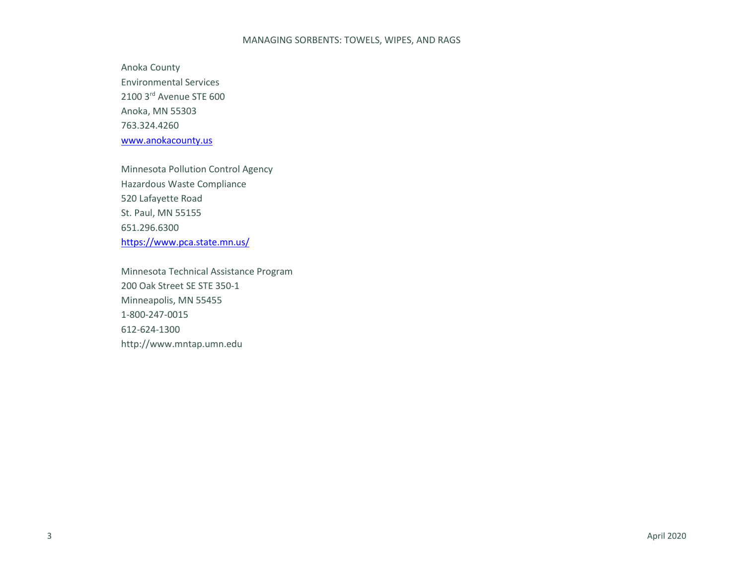Anoka County
Environmental Services
2100 3rd Avenue STE 600
Anoka, MN 55303
763.324.4260
[www.anokacounty.us](http://www.anokacounty.us)

Minnesota Pollution Control Agency
Hazardous Waste Compliance
520 Lafayette Road
St. Paul, MN 55155
651.296.6300
[https://www.pca.state.mn.us/](https://www.pca.state.mn.us/)

Minnesota Technical Assistance Program
200 Oak Street SE STE 350-1
Minneapolis, MN 55455
1-800-247-0015
612-624-1300
http://www.mntap.umn.edu